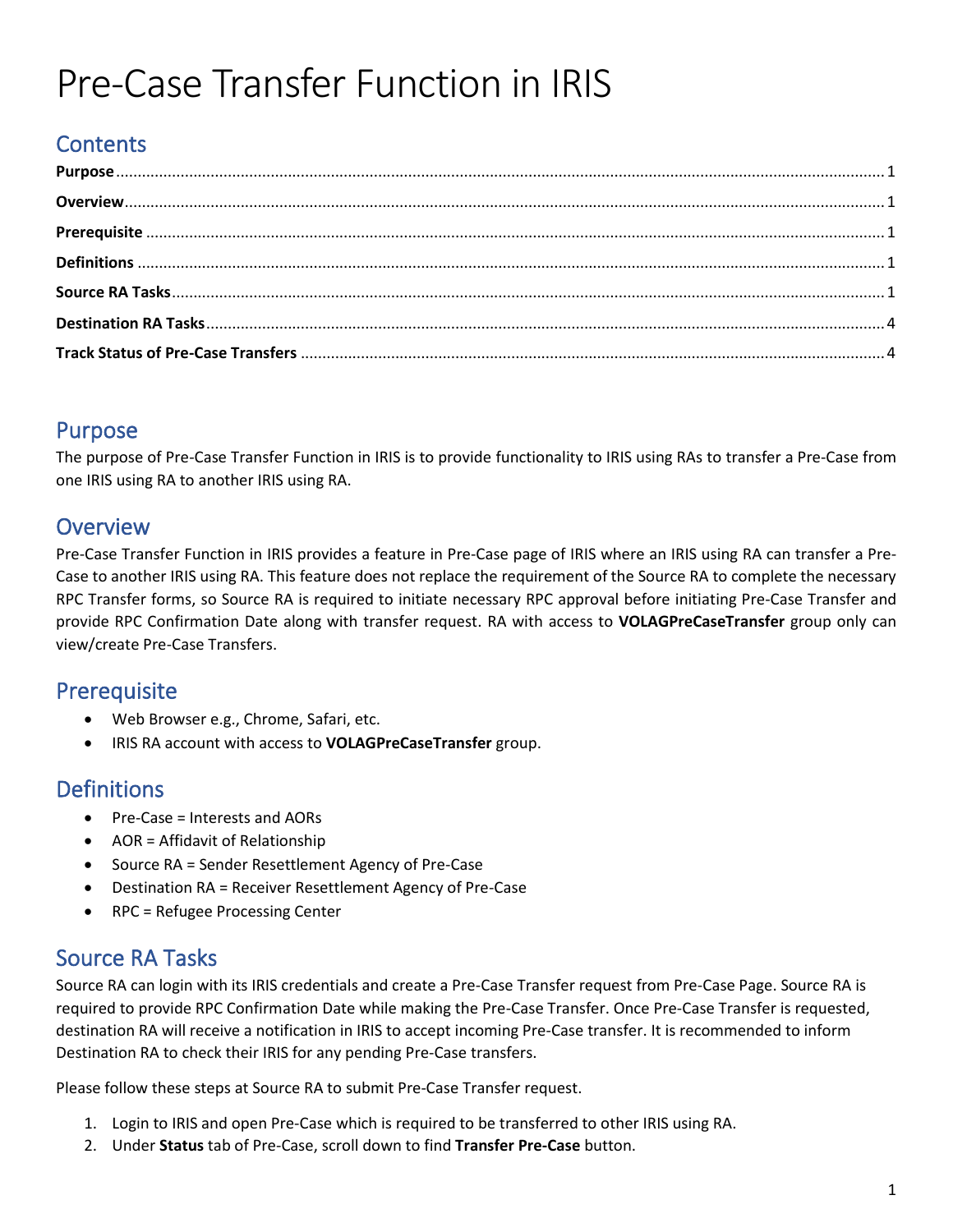# Pre-Case Transfer Function in IRIS

## Contents

**Purpose** ........ 1
**Overview** ........ 1
**Prerequisite** ........ 1
**Definitions** ........ 1
**Source RA Tasks** ........ 1
**Destination RA Tasks** ........ 4
**Track Status of Pre-Case Transfers** ........ 4

## Purpose

The purpose of Pre-Case Transfer Function in IRIS is to provide functionality to IRIS using RAs to transfer a Pre-Case from one IRIS using RA to another IRIS using RA.

## Overview

Pre-Case Transfer Function in IRIS provides a feature in Pre-Case page of IRIS where an IRIS using RA can transfer a Pre-Case to another IRIS using RA. This feature does not replace the requirement of the Source RA to complete the necessary RPC Transfer forms, so Source RA is required to initiate necessary RPC approval before initiating Pre-Case Transfer and provide RPC Confirmation Date along with transfer request. RA with access to **VOLAGPreCaseTransfer** group only can view/create Pre-Case Transfers.

## Prerequisite

- Web Browser e.g., Chrome, Safari, etc.
- IRIS RA account with access to **VOLAGPreCaseTransfer** group.

## Definitions

- Pre-Case = Interests and AORs
- AOR = Affidavit of Relationship
- Source RA = Sender Resettlement Agency of Pre-Case
- Destination RA = Receiver Resettlement Agency of Pre-Case
- RPC = Refugee Processing Center

## Source RA Tasks

Source RA can login with its IRIS credentials and create a Pre-Case Transfer request from Pre-Case Page. Source RA is required to provide RPC Confirmation Date while making the Pre-Case Transfer. Once Pre-Case Transfer is requested, destination RA will receive a notification in IRIS to accept incoming Pre-Case transfer. It is recommended to inform Destination RA to check their IRIS for any pending Pre-Case transfers.

Please follow these steps at Source RA to submit Pre-Case Transfer request.

1. Login to IRIS and open Pre-Case which is required to be transferred to other IRIS using RA.
2. Under **Status** tab of Pre-Case, scroll down to find **Transfer Pre-Case** button.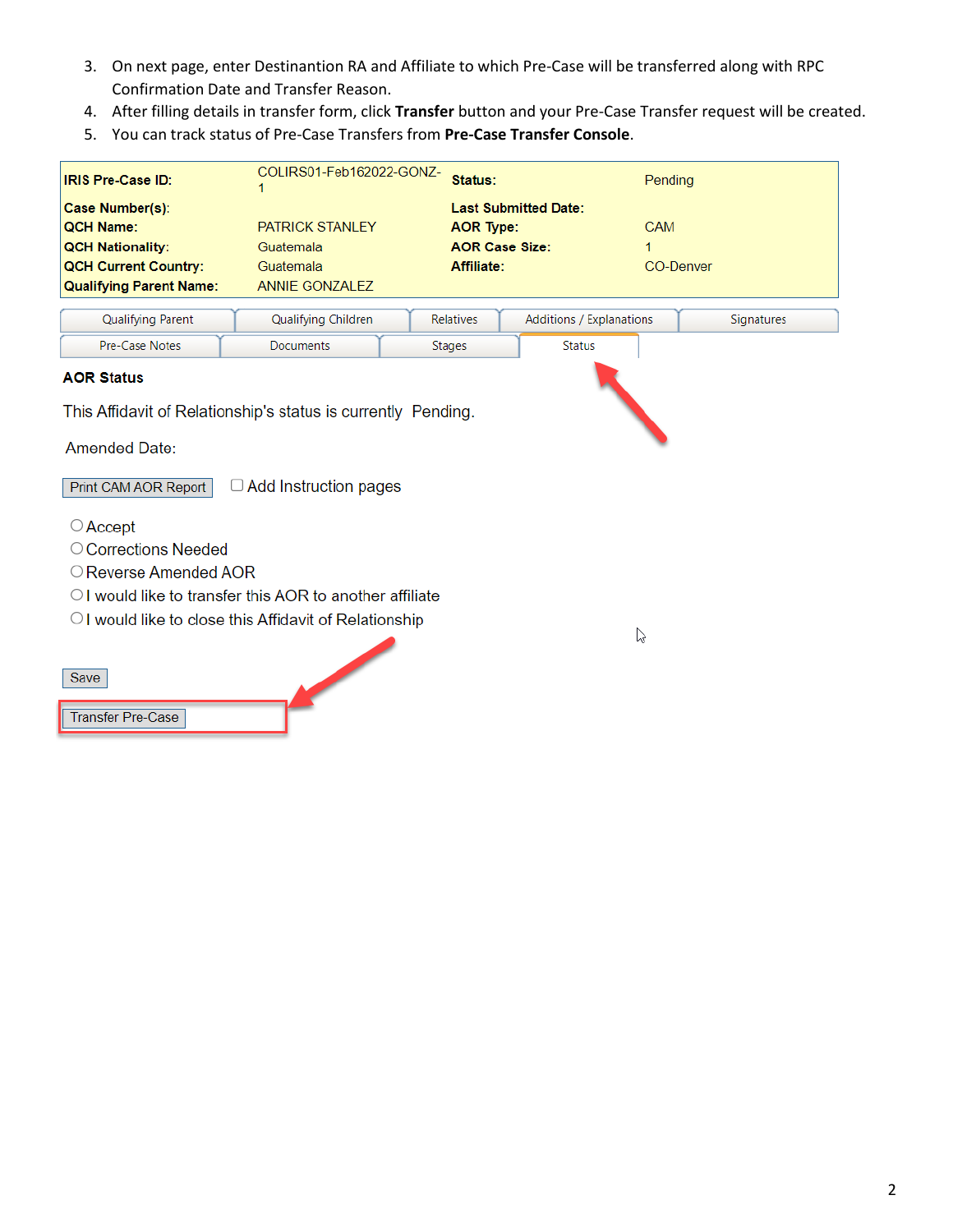3. On next page, enter Destinantion RA and Affiliate to which Pre-Case will be transferred along with RPC Confirmation Date and Transfer Reason.
4. After filling details in transfer form, click **Transfer** button and your Pre-Case Transfer request will be created.
5. You can track status of Pre-Case Transfers from **Pre-Case Transfer Console**.

| | | | |
|---|---|---|---|
| **IRIS Pre-Case ID:** | COLIRS01-Feb162022-GONZ-1 | **Status:** | Pending |
| **Case Number(s):** | | **Last Submitted Date:** | |
| **QCH Name:** | PATRICK STANLEY | **AOR Type:** | CAM |
| **QCH Nationality:** | Guatemala | **AOR Case Size:** | 1 |
| **QCH Current Country:** | Guatemala | **Affiliate:** | CO-Denver |
| **Qualifying Parent Name:** | ANNIE GONZALEZ | | |

Qualifying Parent | Qualifying Children | Relatives | Additions / Explanations | Signatures
Pre-Case Notes | Documents | Stages | Status

**AOR Status**

This Affidavit of Relationship's status is currently Pending.

Amended Date:

Print CAM AOR Report ☐ Add Instruction pages

○ Accept
○ Corrections Needed
○ Reverse Amended AOR
○ I would like to transfer this AOR to another affiliate
○ I would like to close this Affidavit of Relationship

Save

Transfer Pre-Case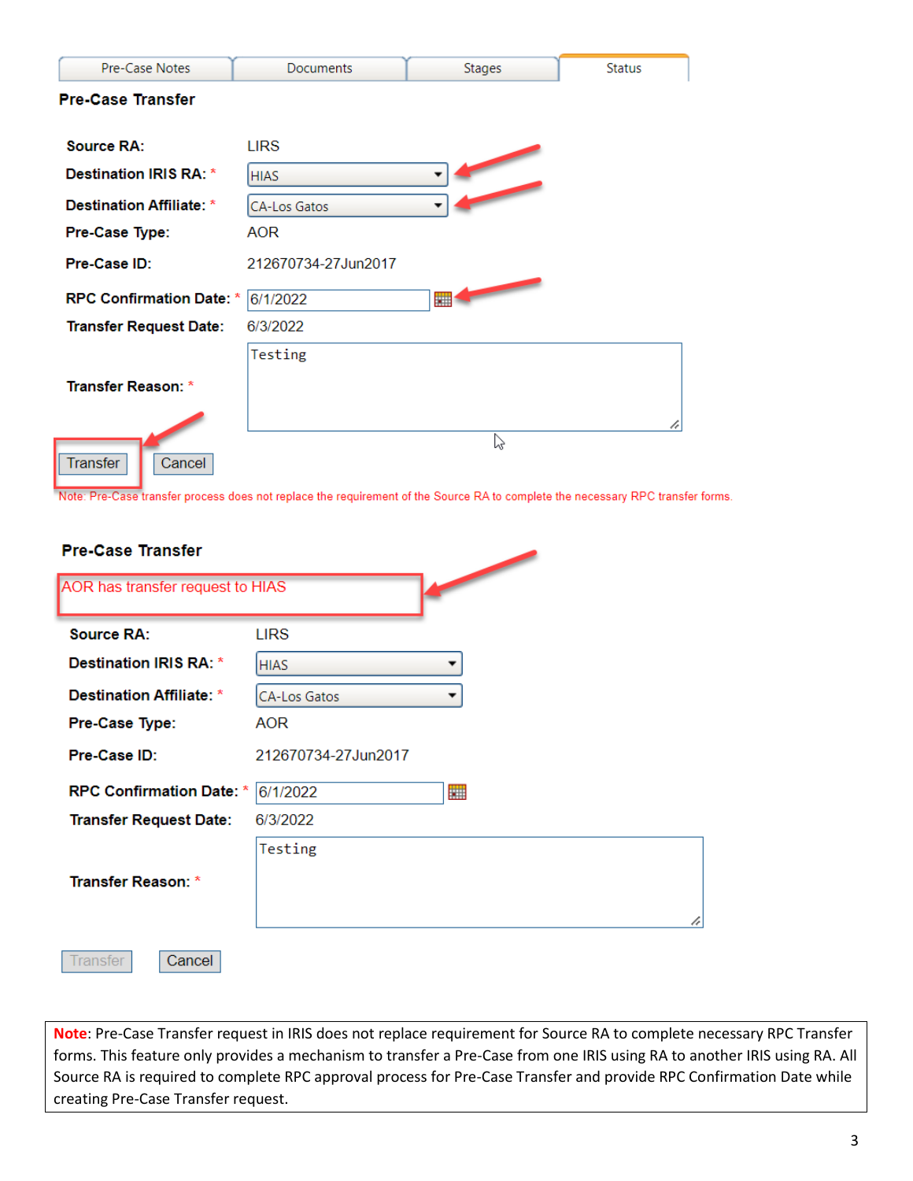Pre-Case Notes | Documents | Stages | Status

**Pre-Case Transfer**

**Source RA:** LIRS

**Destination IRIS RA:** * HIAS

**Destination Affiliate:** * CA-Los Gatos

**Pre-Case Type:** AOR

**Pre-Case ID:** 212670734-27Jun2017

**RPC Confirmation Date:** * 6/1/2022

**Transfer Request Date:** 6/3/2022

**Transfer Reason:** * Testing

Transfer | Cancel

Note: Pre-Case transfer process does not replace the requirement of the Source RA to complete the necessary RPC transfer forms.

**Pre-Case Transfer**

AOR has transfer request to HIAS

**Source RA:** LIRS

**Destination IRIS RA:** * HIAS

**Destination Affiliate:** * CA-Los Gatos

**Pre-Case Type:** AOR

**Pre-Case ID:** 212670734-27Jun2017

**RPC Confirmation Date:** * 6/1/2022

**Transfer Request Date:** 6/3/2022

**Transfer Reason:** * Testing

Transfer | Cancel

**Note**: Pre-Case Transfer request in IRIS does not replace requirement for Source RA to complete necessary RPC Transfer forms. This feature only provides a mechanism to transfer a Pre-Case from one IRIS using RA to another IRIS using RA. All Source RA is required to complete RPC approval process for Pre-Case Transfer and provide RPC Confirmation Date while creating Pre-Case Transfer request.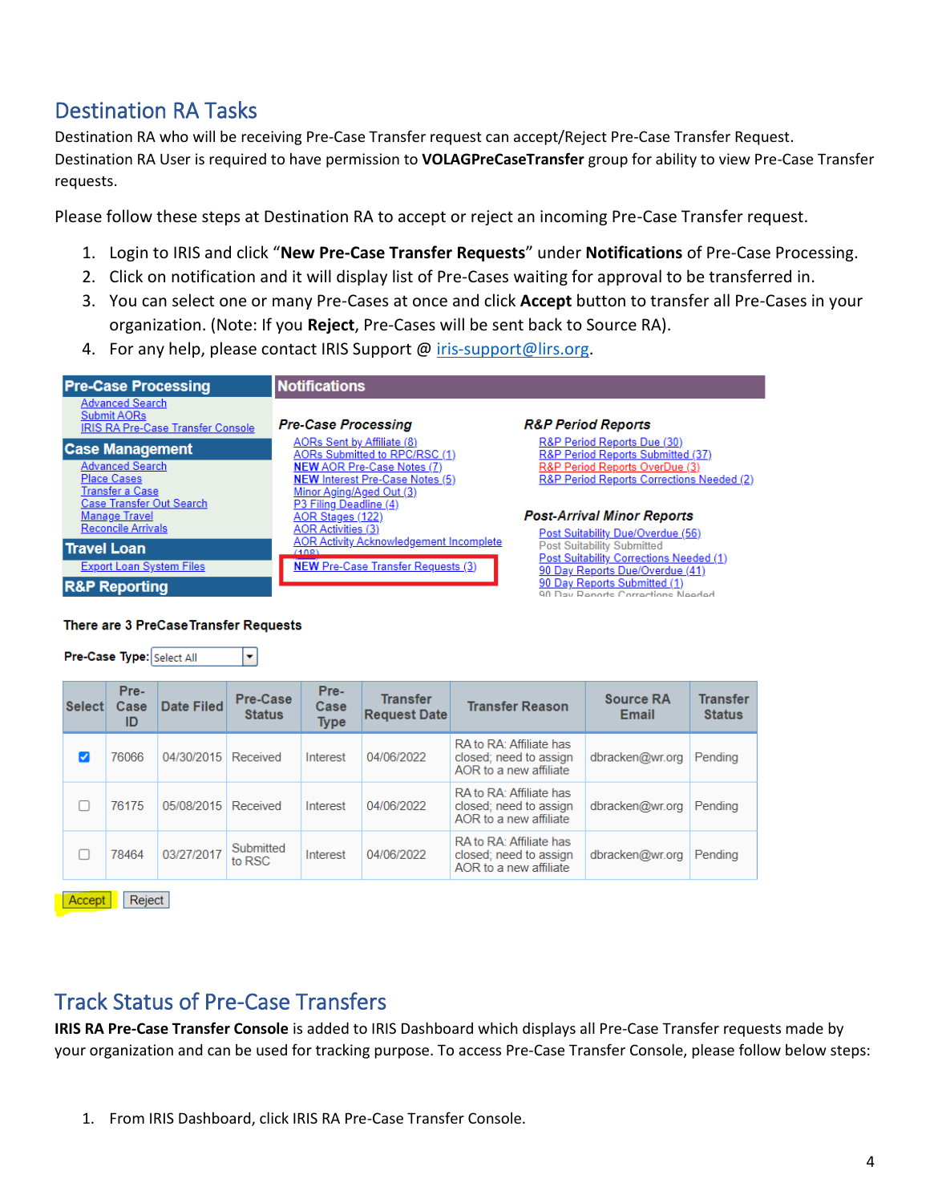## Destination RA Tasks

Destination RA who will be receiving Pre-Case Transfer request can accept/Reject Pre-Case Transfer Request. Destination RA User is required to have permission to **VOLAGPreCaseTransfer** group for ability to view Pre-Case Transfer requests.

Please follow these steps at Destination RA to accept or reject an incoming Pre-Case Transfer request.

1. Login to IRIS and click "**New Pre-Case Transfer Requests**" under **Notifications** of Pre-Case Processing.
2. Click on notification and it will display list of Pre-Cases waiting for approval to be transferred in.
3. You can select one or many Pre-Cases at once and click **Accept** button to transfer all Pre-Cases in your organization. (Note: If you **Reject**, Pre-Cases will be sent back to Source RA).
4. For any help, please contact IRIS Support @ iris-support@lirs.org.

**Pre-Case Processing**
- Advanced Search
- Submit AORs
- IRIS RA Pre-Case Transfer Console

**Case Management**
- Advanced Search
- Place Cases
- Transfer a Case
- Case Transfer Out Search
- Manage Travel
- Reconcile Arrivals

**Travel Loan**
- Export Loan System Files

**R&P Reporting**

**Notifications**

*Pre-Case Processing*
- AORs Sent by Affiliate (8)
- AORs Submitted to RPC/RSC (1)
- NEW AOR Pre-Case Notes (7)
- NEW Interest Pre-Case Notes (5)
- Minor Aging/Aged Out (3)
- P3 Filing Deadline (4)
- AOR Stages (122)
- AOR Activities (3)
- AOR Activity Acknowledgement Incomplete (108)
- NEW Pre-Case Transfer Requests (3)

*R&P Period Reports*
- R&P Period Reports Due (30)
- R&P Period Reports Submitted (37)
- R&P Period Reports OverDue (3)
- R&P Period Reports Corrections Needed (2)

*Post-Arrival Minor Reports*
- Post Suitability Due/Overdue (56)
- Post Suitability Submitted
- Post Suitability Corrections Needed (1)
- 90 Day Reports Due/Overdue (41)
- 90 Day Reports Submitted (1)
- 90 Day Reports Corrections Needed

**There are 3 PreCaseTransfer Requests**

**Pre-Case Type:** Select All

| Select | Pre-Case ID | Date Filed | Pre-Case Status | Pre-Case Type | Transfer Request Date | Transfer Reason | Source RA Email | Transfer Status |
|---|---|---|---|---|---|---|---|---|
| ☑ | 76066 | 04/30/2015 | Received | Interest | 04/06/2022 | RA to RA: Affiliate has closed; need to assign AOR to a new affiliate | dbracken@wr.org | Pending |
| ☐ | 76175 | 05/08/2015 | Received | Interest | 04/06/2022 | RA to RA: Affiliate has closed; need to assign AOR to a new affiliate | dbracken@wr.org | Pending |
| ☐ | 78464 | 03/27/2017 | Submitted to RSC | Interest | 04/06/2022 | RA to RA: Affiliate has closed; need to assign AOR to a new affiliate | dbracken@wr.org | Pending |

Accept | Reject

## Track Status of Pre-Case Transfers

**IRIS RA Pre-Case Transfer Console** is added to IRIS Dashboard which displays all Pre-Case Transfer requests made by your organization and can be used for tracking purpose. To access Pre-Case Transfer Console, please follow below steps:

1. From IRIS Dashboard, click IRIS RA Pre-Case Transfer Console.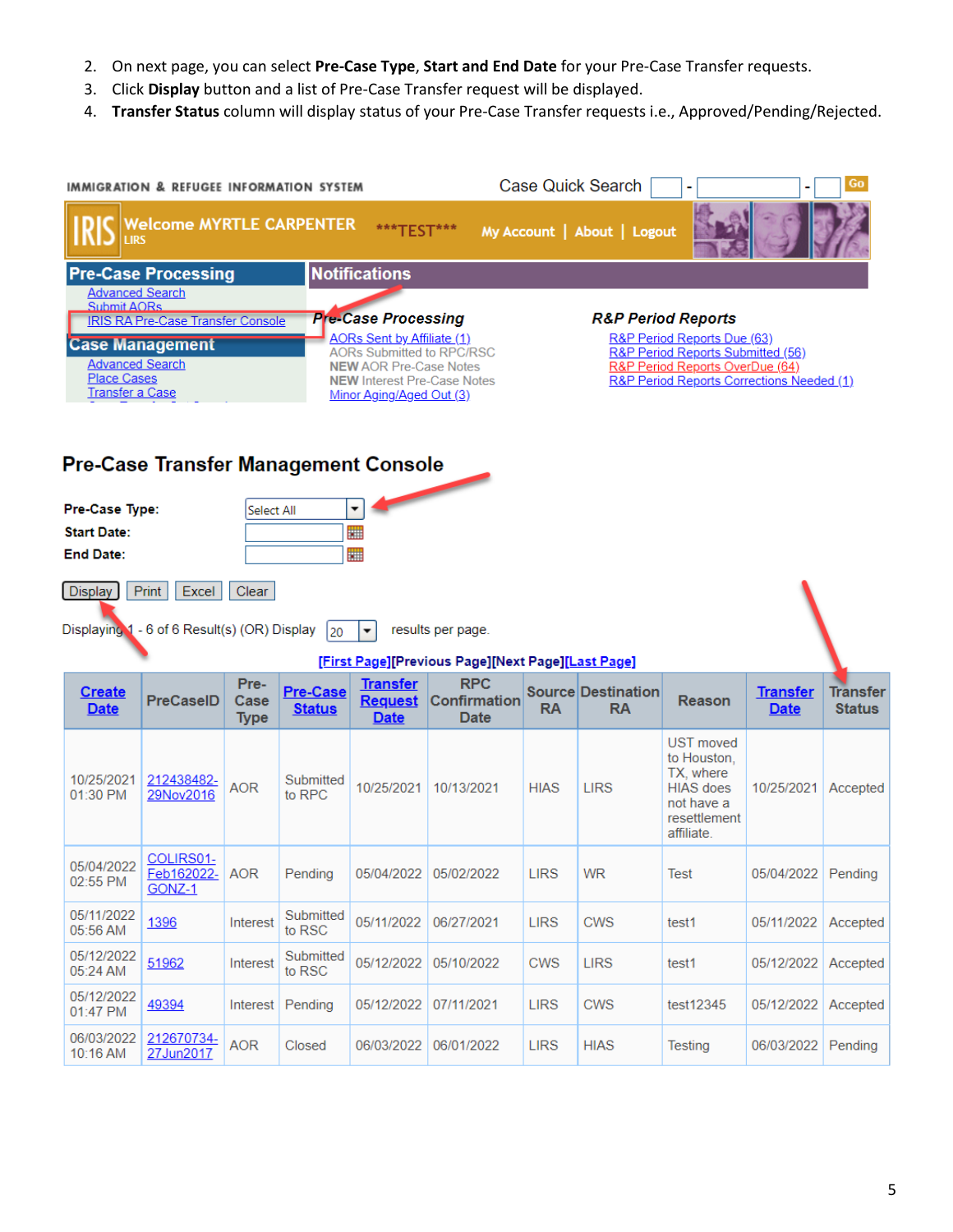2. On next page, you can select **Pre-Case Type**, **Start and End Date** for your Pre-Case Transfer requests.
3. Click **Display** button and a list of Pre-Case Transfer request will be displayed.
4. **Transfer Status** column will display status of your Pre-Case Transfer requests i.e., Approved/Pending/Rejected.

IMMIGRATION & REFUGEE INFORMATION SYSTEM

Case Quick Search - - Go

IRIS Welcome MYRTLE CARPENTER LIRS ***TEST*** My Account | About | Logout

**Pre-Case Processing**

- Advanced Search
- Submit AORs
- IRIS RA Pre-Case Transfer Console

**Case Management**

- Advanced Search
- Place Cases
- Transfer a Case

**Notifications**

*Pre-Case Processing*

- AORs Sent by Affiliate (1)
- AORs Submitted to RPC/RSC
- NEW AOR Pre-Case Notes
- NEW Interest Pre-Case Notes
- Minor Aging/Aged Out (3)

*R&P Period Reports*

- R&P Period Reports Due (63)
- R&P Period Reports Submitted (56)
- R&P Period Reports OverDue (64)
- R&P Period Reports Corrections Needed (1)

## Pre-Case Transfer Management Console

**Pre-Case Type:** Select All

**Start Date:**

**End Date:**

Display | Print | Excel | Clear

Displaying 1 - 6 of 6 Result(s) (OR) Display 20 results per page.

[First Page][Previous Page][Next Page][Last Page]

| Create Date | PreCaseID | Pre-Case Type | Pre-Case Status | Transfer Request Date | RPC Confirmation Date | Source RA | Destination RA | Reason | Transfer Date | Transfer Status |
|---|---|---|---|---|---|---|---|---|---|---|
| 10/25/2021 01:30 PM | 212438482-29Nov2016 | AOR | Submitted to RPC | 10/25/2021 | 10/13/2021 | HIAS | LIRS | UST moved to Houston, TX, where HIAS does not have a resettlement affiliate. | 10/25/2021 | Accepted |
| 05/04/2022 02:55 PM | COLIRS01-Feb162022-GONZ-1 | AOR | Pending | 05/04/2022 | 05/02/2022 | LIRS | WR | Test | 05/04/2022 | Pending |
| 05/11/2022 05:56 AM | 1396 | Interest | Submitted to RSC | 05/11/2022 | 06/27/2021 | LIRS | CWS | test1 | 05/11/2022 | Accepted |
| 05/12/2022 05:24 AM | 51962 | Interest | Submitted to RSC | 05/12/2022 | 05/10/2022 | CWS | LIRS | test1 | 05/12/2022 | Accepted |
| 05/12/2022 01:47 PM | 49394 | Interest | Pending | 05/12/2022 | 07/11/2021 | LIRS | CWS | test12345 | 05/12/2022 | Accepted |
| 06/03/2022 10:16 AM | 212670734-27Jun2017 | AOR | Closed | 06/03/2022 | 06/01/2022 | LIRS | HIAS | Testing | 06/03/2022 | Pending |